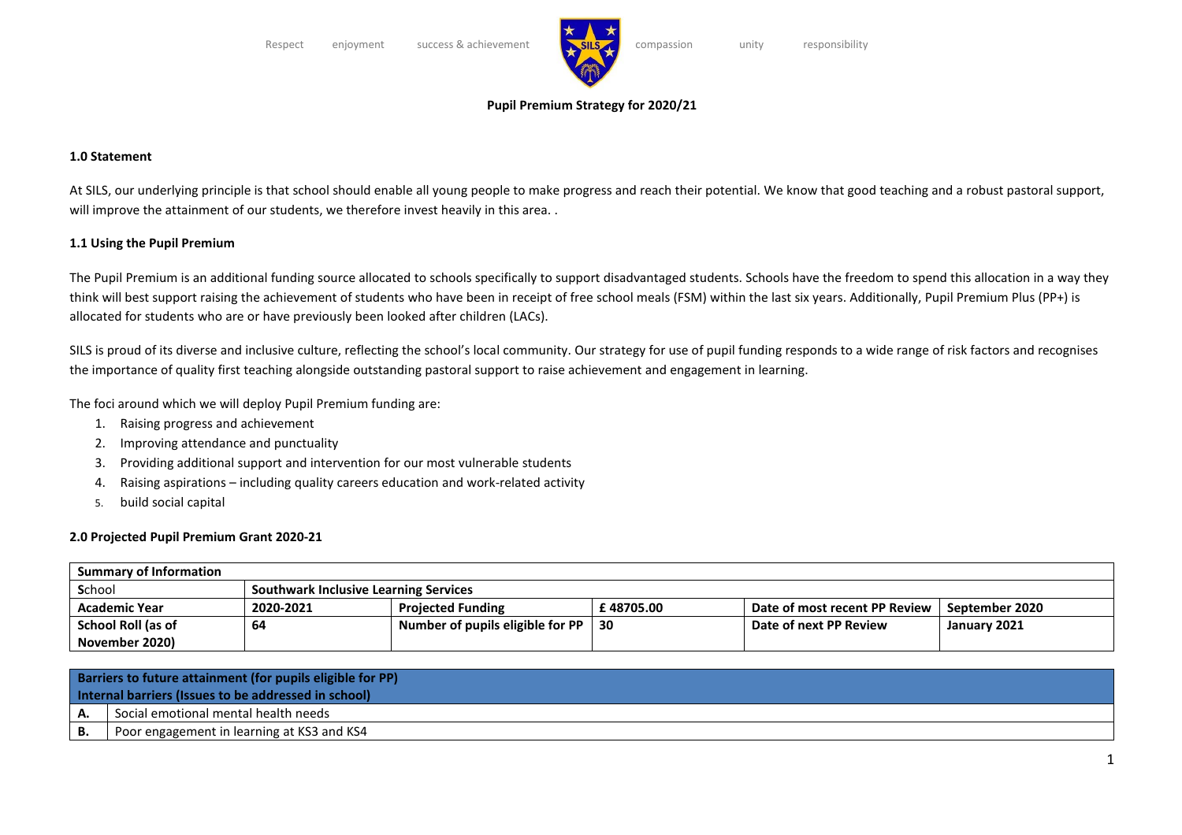Respect enjoyment success & achievement compassion unity responsibility

**Pupil Premium Strategy for 2020/21**

**1.0 Statement**

At SILS, our underlying principle is that school should enable all young people to make progress and reach their potential. We know that good teaching and a robust pastoral support, will improve the attainment of our students, we therefore invest heavily in this area. .

**1.1 Using the Pupil Premium**

The Pupil Premium is an additional funding source allocated to schools specifically to support disadvantaged students. Schools have the freedom to spend this allocation in a way they think will best support raising the achievement of students who have been in receipt of free school meals (FSM) within the last six years. Additionally, Pupil Premium Plus (PP+) is allocated for students who are or have previously been looked after children (LACs).

SILS is proud of its diverse and inclusive culture, reflecting the school's local community. Our strategy for use of pupil funding responds to a wide range of risk factors and recognises the importance of quality first teaching alongside outstanding pastoral support to raise achievement and engagement in learning.

The foci around which we will deploy Pupil Premium funding are:

1. Raising progress and achievement
2. Improving attendance and punctuality
3. Providing additional support and intervention for our most vulnerable students
4. Raising aspirations – including quality careers education and work-related activity
5. build social capital

**2.0 Projected Pupil Premium Grant 2020-21**

| **Summary of Information** | | | | | |
|---|---|---|---|---|---|
| School | **Southwark Inclusive Learning Services** | | | | |
| **Academic Year** | **2020-2021** | **Projected Funding** | **£ 48705.00** | **Date of most recent PP Review** | **September 2020** |
| **School Roll (as of November 2020)** | **64** | **Number of pupils eligible for PP** | **30** | **Date of next PP Review** | **January 2021** |

| **Barriers to future attainment (for pupils eligible for PP)** **Internal barriers (Issues to be addressed in school)** | |
|---|---|
| **A.** | Social emotional mental health needs |
| **B.** | Poor engagement in learning at KS3 and KS4 |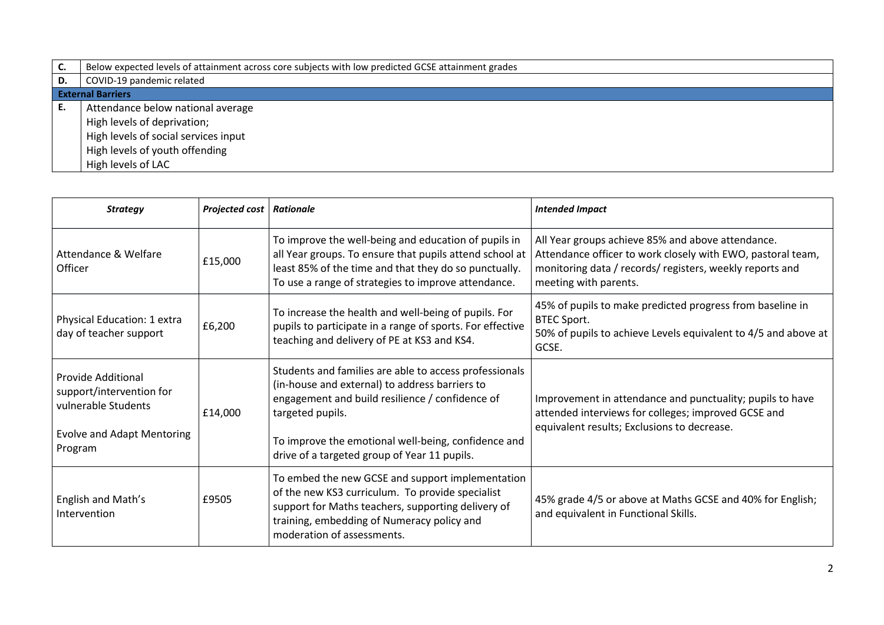| | |
|---|---|
| **C.** | Below expected levels of attainment across core subjects with low predicted GCSE attainment grades |
| **D.** | COVID-19 pandemic related |
| **External Barriers** | |
| **E.** | Attendance below national average<br>High levels of deprivation;<br>High levels of social services input<br>High levels of youth offending<br>High levels of LAC |

| ***Strategy*** | ***Projected cost*** | ***Rationale*** | ***Intended Impact*** |
|---|---|---|---|
| Attendance & Welfare Officer | £15,000 | To improve the well-being and education of pupils in all Year groups. To ensure that pupils attend school at least 85% of the time and that they do so punctually. To use a range of strategies to improve attendance. | All Year groups achieve 85% and above attendance. Attendance officer to work closely with EWO, pastoral team, monitoring data / records/ registers, weekly reports and meeting with parents. |
| Physical Education: 1 extra day of teacher support | £6,200 | To increase the health and well-being of pupils. For pupils to participate in a range of sports. For effective teaching and delivery of PE at KS3 and KS4. | 45% of pupils to make predicted progress from baseline in BTEC Sport.<br>50% of pupils to achieve Levels equivalent to 4/5 and above at GCSE. |
| Provide Additional support/intervention for vulnerable Students<br><br>Evolve and Adapt Mentoring Program | £14,000 | Students and families are able to access professionals (in-house and external) to address barriers to engagement and build resilience / confidence of targeted pupils.<br><br>To improve the emotional well-being, confidence and drive of a targeted group of Year 11 pupils. | Improvement in attendance and punctuality; pupils to have attended interviews for colleges; improved GCSE and equivalent results; Exclusions to decrease. |
| English and Math's Intervention | £9505 | To embed the new GCSE and support implementation of the new KS3 curriculum. To provide specialist support for Maths teachers, supporting delivery of training, embedding of Numeracy policy and moderation of assessments. | 45% grade 4/5 or above at Maths GCSE and 40% for English; and equivalent in Functional Skills. |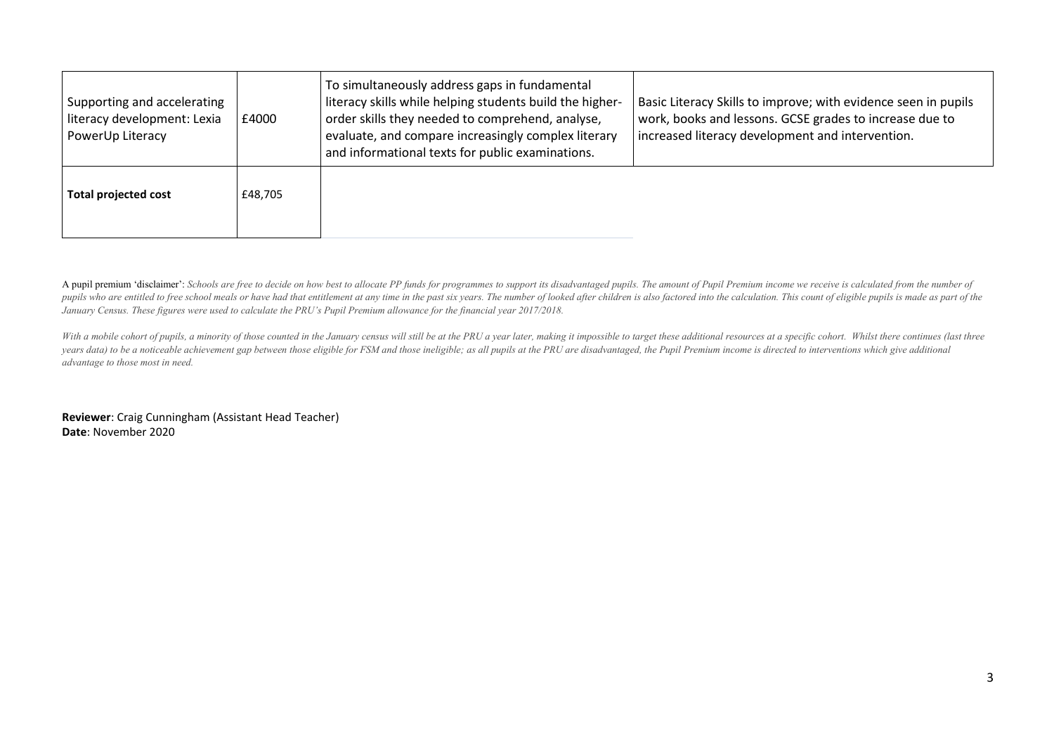| | | | |
|---|---|---|---|
| Supporting and accelerating literacy development: Lexia PowerUp Literacy | £4000 | To simultaneously address gaps in fundamental literacy skills while helping students build the higher-order skills they needed to comprehend, analyse, evaluate, and compare increasingly complex literary and informational texts for public examinations. | Basic Literacy Skills to improve; with evidence seen in pupils work, books and lessons. GCSE grades to increase due to increased literacy development and intervention. |
| **Total projected cost** | £48,705 | | |

A pupil premium 'disclaimer': *Schools are free to decide on how best to allocate PP funds for programmes to support its disadvantaged pupils. The amount of Pupil Premium income we receive is calculated from the number of pupils who are entitled to free school meals or have had that entitlement at any time in the past six years. The number of looked after children is also factored into the calculation. This count of eligible pupils is made as part of the January Census. These figures were used to calculate the PRU's Pupil Premium allowance for the financial year 2017/2018.*

*With a mobile cohort of pupils, a minority of those counted in the January census will still be at the PRU a year later, making it impossible to target these additional resources at a specific cohort. Whilst there continues (last three years data) to be a noticeable achievement gap between those eligible for FSM and those ineligible; as all pupils at the PRU are disadvantaged, the Pupil Premium income is directed to interventions which give additional advantage to those most in need.*

**Reviewer**: Craig Cunningham (Assistant Head Teacher)
**Date**: November 2020